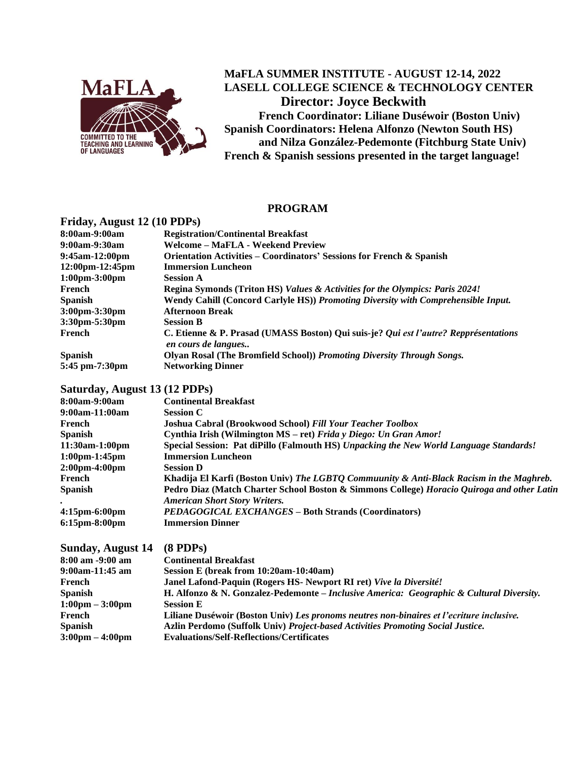# MaFLA SUMMER INSTITUTE - AUGUST 12-14, 2022

**LASELL COLLEGE SCIENCE & TECHNOLOGY CENTER**

**Director: Joyce Beckwith**

**French Coordinator: Liliane Dusévoir (Boston Univ)**

**Spanish Coordinators: Helena Alfonzo (Newton South HS) and Nilza González-Pedemonte (Fitchburg State Univ)**

**French & Spanish sessions presented in the target language!**

## PROGRAM

### Friday, August 12 (10 PDPs)

| | |
|---|---|
| **8:00am-9:00am** | **Registration/Continental Breakfast** |
| **9:00am-9:30am** | **Welcome – MaFLA - Weekend Preview** |
| **9:45am-12:00pm** | **Orientation Activities – Coordinators' Sessions for French & Spanish** |
| **12:00pm-12:45pm** | **Immersion Luncheon** |
| **1:00pm-3:00pm** | **Session A** |
| **French** | **Regina Symonds (Triton HS)** ***Values & Activities for the Olympics: Paris 2024!*** |
| **Spanish** | **Wendy Cahill (Concord Carlyle HS))** ***Promoting Diversity with Comprehensible Input.*** |
| **3:00pm-3:30pm** | **Afternoon Break** |
| **3:30pm-5:30pm** | **Session B** |
| **French** | **C. Etienne & P. Prasad (UMASS Boston) Qui suis-je?** ***Qui est l'autre? Repprésentations en cours de langues..*** |
| **Spanish** | **Olyan Rosal (The Bromfield School))** ***Promoting Diversity Through Songs.*** |
| **5:45 pm-7:30pm** | **Networking Dinner** |

### Saturday, August 13 (12 PDPs)

| | |
|---|---|
| **8:00am-9:00am** | **Continental Breakfast** |
| **9:00am-11:00am** | **Session C** |
| **French** | **Joshua Cabral (Brookwood School)** ***Fill Your Teacher Toolbox*** |
| **Spanish** | **Cynthia Irish (Wilmington MS – ret)** ***Frida y Diego: Un Gran Amor!*** |
| **11:30am-1:00pm** | **Special Session: Pat diPillo (Falmouth HS)** ***Unpacking the New World Language Standards!*** |
| **1:00pm-1:45pm** | **Immersion Luncheon** |
| **2:00pm-4:00pm** | **Session D** |
| **French** | **Khadija El Karfi (Boston Univ)** ***The LGBTQ Commuunity & Anti-Black Racism in the Maghreb.*** |
| **Spanish** | **Pedro Diaz (Match Charter School Boston & Simmons College)** ***Horacio Quiroga and other Latin American Short Story Writers.*** |
| **4:15pm-6:00pm** | ***PEDAGOGICAL EXCHANGES*** **– Both Strands (Coordinators)** |
| **6:15pm-8:00pm** | **Immersion Dinner** |

### Sunday, August 14 (8 PDPs)

| | |
|---|---|
| **8:00 am -9:00 am** | **Continental Breakfast** |
| **9:00am-11:45 am** | **Session E (break from 10:20am-10:40am)** |
| **French** | **Janel Lafond-Paquin (Rogers HS- Newport RI ret)** ***Vive la Diversité!*** |
| **Spanish** | **H. Alfonzo & N. Gonzalez-Pedemonte –** ***Inclusive America: Geographic & Cultural Diversity.*** |
| **1:00pm – 3:00pm** | **Session E** |
| **French** | **Liliane Dusévoir (Boston Univ)** ***Les pronoms neutres non-binaires et l'ecriture inclusive.*** |
| **Spanish** | **Azlin Perdomo (Suffolk Univ)** ***Project-based Activities Promoting Social Justice.*** |
| **3:00pm – 4:00pm** | **Evaluations/Self-Reflections/Certificates** |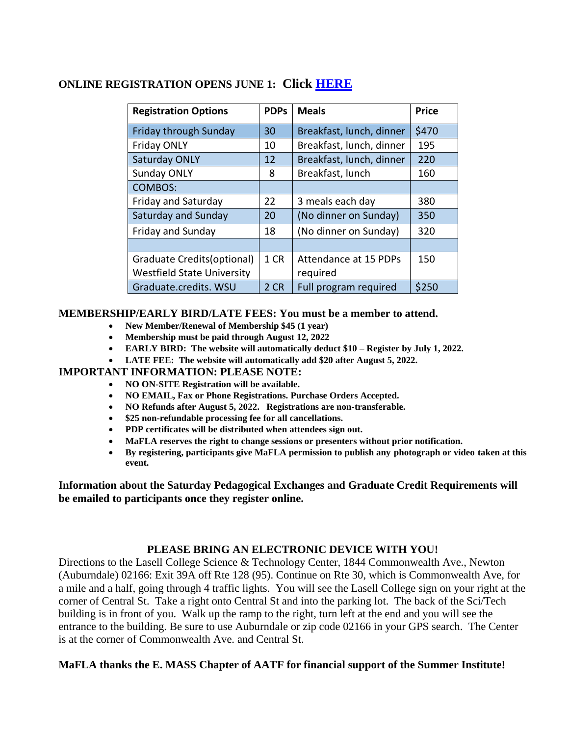**ONLINE REGISTRATION OPENS JUNE 1: Click [HERE]**

| Registration Options | PDPs | Meals | Price |
|---|---|---|---|
| Friday through Sunday | 30 | Breakfast, lunch, dinner | $470 |
| Friday ONLY | 10 | Breakfast, lunch, dinner | 195 |
| Saturday ONLY | 12 | Breakfast, lunch, dinner | 220 |
| Sunday ONLY | 8 | Breakfast, lunch | 160 |
| COMBOS: | | | |
| Friday and Saturday | 22 | 3 meals each day | 380 |
| Saturday and Sunday | 20 | (No dinner on Sunday) | 350 |
| Friday and Sunday | 18 | (No dinner on Sunday) | 320 |
| | | | |
| Graduate Credits(optional) Westfield State University | 1 CR | Attendance at 15 PDPs required | 150 |
| Graduate.credits. WSU | 2 CR | Full program required | $250 |

**MEMBERSHIP/EARLY BIRD/LATE FEES: You must be a member to attend.**

- **New Member/Renewal of Membership $45 (1 year)**
- **Membership must be paid through August 12, 2022**
- **EARLY BIRD: The website will automatically deduct $10 – Register by July 1, 2022.**
- **LATE FEE: The website will automatically add $20 after August 5, 2022.**

**IMPORTANT INFORMATION: PLEASE NOTE:**

- **NO ON-SITE Registration will be available.**
- **NO EMAIL, Fax or Phone Registrations. Purchase Orders Accepted.**
- **NO Refunds after August 5, 2022. Registrations are non-transferable.**
- **$25 non-refundable processing fee for all cancellations.**
- **PDP certificates will be distributed when attendees sign out.**
- **MaFLA reserves the right to change sessions or presenters without prior notification.**
- **By registering, participants give MaFLA permission to publish any photograph or video taken at this event.**

**Information about the Saturday Pedagogical Exchanges and Graduate Credit Requirements will be emailed to participants once they register online.**

**PLEASE BRING AN ELECTRONIC DEVICE WITH YOU!**

Directions to the Lasell College Science & Technology Center, 1844 Commonwealth Ave., Newton (Auburndale) 02166: Exit 39A off Rte 128 (95). Continue on Rte 30, which is Commonwealth Ave, for a mile and a half, going through 4 traffic lights. You will see the Lasell College sign on your right at the corner of Central St. Take a right onto Central St and into the parking lot. The back of the Sci/Tech building is in front of you. Walk up the ramp to the right, turn left at the end and you will see the entrance to the building. Be sure to use Auburndale or zip code 02166 in your GPS search. The Center is at the corner of Commonwealth Ave. and Central St.

**MaFLA thanks the E. MASS Chapter of AATF for financial support of the Summer Institute!**